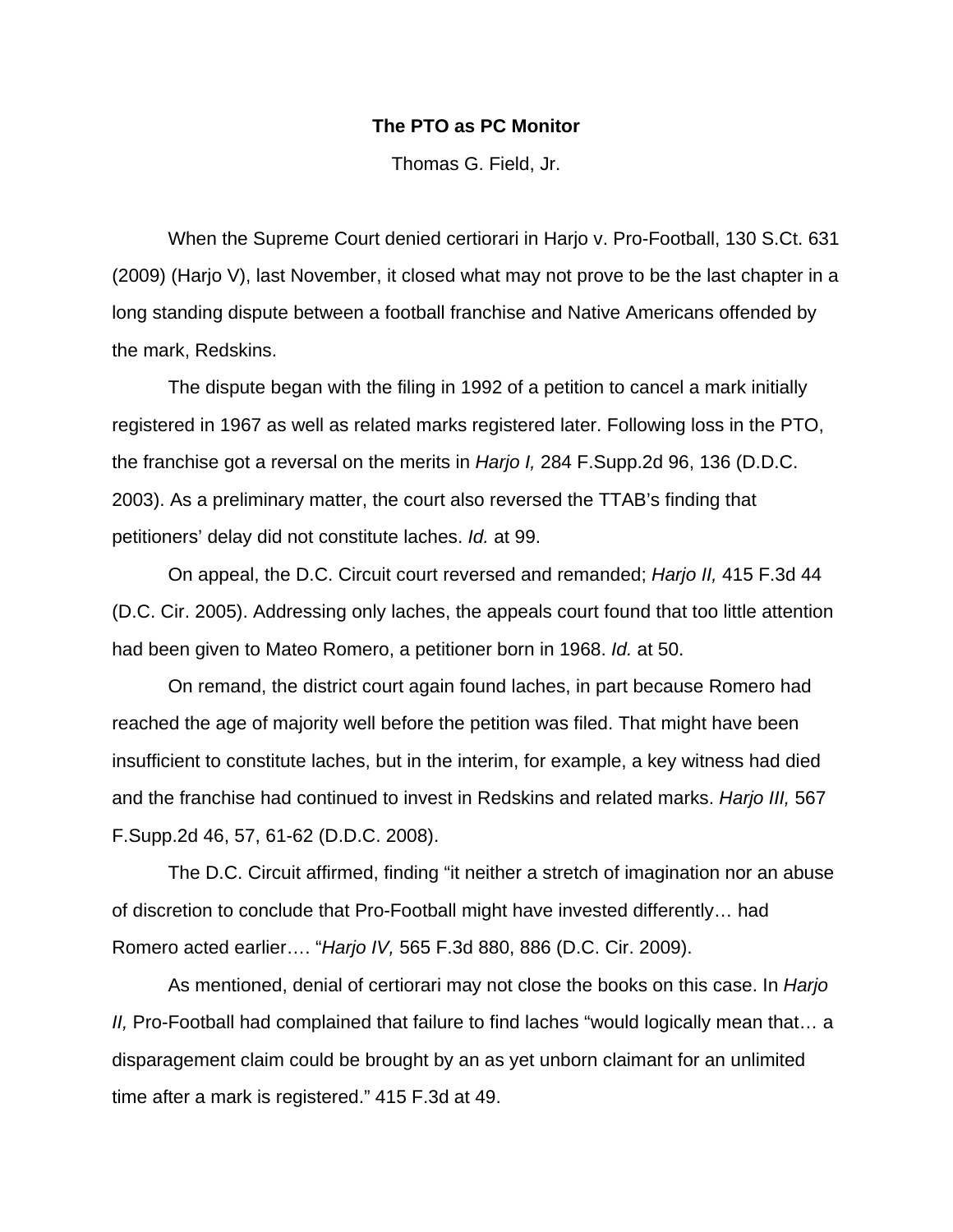**The PTO as PC Monitor**

Thomas G. Field, Jr.

When the Supreme Court denied certiorari in Harjo v. Pro-Football, 130 S.Ct. 631 (2009) (Harjo V), last November, it closed what may not prove to be the last chapter in a long standing dispute between a football franchise and Native Americans offended by the mark, Redskins.

The dispute began with the filing in 1992 of a petition to cancel a mark initially registered in 1967 as well as related marks registered later. Following loss in the PTO, the franchise got a reversal on the merits in *Harjo I,* 284 F.Supp.2d 96, 136 (D.D.C. 2003). As a preliminary matter, the court also reversed the TTAB's finding that petitioners' delay did not constitute laches. *Id.* at 99.

On appeal, the D.C. Circuit court reversed and remanded; *Harjo II,* 415 F.3d 44 (D.C. Cir. 2005). Addressing only laches, the appeals court found that too little attention had been given to Mateo Romero, a petitioner born in 1968. *Id.* at 50.

On remand, the district court again found laches, in part because Romero had reached the age of majority well before the petition was filed. That might have been insufficient to constitute laches, but in the interim, for example, a key witness had died and the franchise had continued to invest in Redskins and related marks. *Harjo III,* 567 F.Supp.2d 46, 57, 61-62 (D.D.C. 2008).

The D.C. Circuit affirmed, finding "it neither a stretch of imagination nor an abuse of discretion to conclude that Pro-Football might have invested differently… had Romero acted earlier…. "*Harjo IV,* 565 F.3d 880, 886 (D.C. Cir. 2009).

As mentioned, denial of certiorari may not close the books on this case. In *Harjo II,* Pro-Football had complained that failure to find laches "would logically mean that… a disparagement claim could be brought by an as yet unborn claimant for an unlimited time after a mark is registered." 415 F.3d at 49.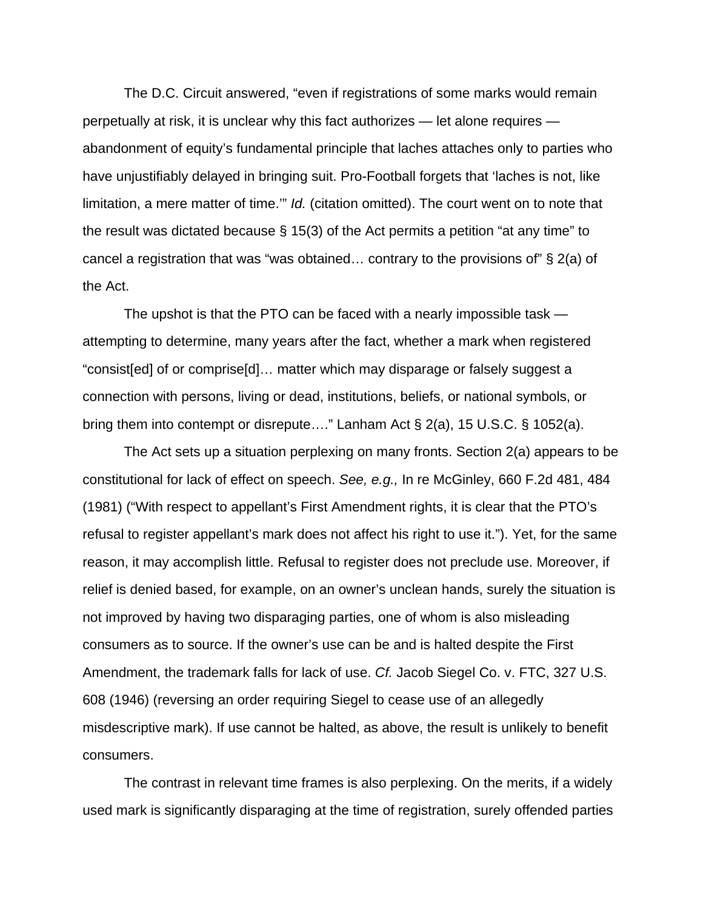The D.C. Circuit answered, "even if registrations of some marks would remain perpetually at risk, it is unclear why this fact authorizes — let alone requires — abandonment of equity's fundamental principle that laches attaches only to parties who have unjustifiably delayed in bringing suit. Pro-Football forgets that 'laches is not, like limitation, a mere matter of time.'" *Id.* (citation omitted). The court went on to note that the result was dictated because § 15(3) of the Act permits a petition "at any time" to cancel a registration that was "was obtained… contrary to the provisions of" § 2(a) of the Act.

The upshot is that the PTO can be faced with a nearly impossible task — attempting to determine, many years after the fact, whether a mark when registered "consist[ed] of or comprise[d]… matter which may disparage or falsely suggest a connection with persons, living or dead, institutions, beliefs, or national symbols, or bring them into contempt or disrepute…." Lanham Act § 2(a), 15 U.S.C. § 1052(a).

The Act sets up a situation perplexing on many fronts. Section 2(a) appears to be constitutional for lack of effect on speech. *See, e.g.,* In re McGinley, 660 F.2d 481, 484 (1981) ("With respect to appellant's First Amendment rights, it is clear that the PTO's refusal to register appellant's mark does not affect his right to use it."). Yet, for the same reason, it may accomplish little. Refusal to register does not preclude use. Moreover, if relief is denied based, for example, on an owner's unclean hands, surely the situation is not improved by having two disparaging parties, one of whom is also misleading consumers as to source. If the owner's use can be and is halted despite the First Amendment, the trademark falls for lack of use. *Cf.* Jacob Siegel Co. v. FTC, 327 U.S. 608 (1946) (reversing an order requiring Siegel to cease use of an allegedly misdescriptive mark). If use cannot be halted, as above, the result is unlikely to benefit consumers.

The contrast in relevant time frames is also perplexing. On the merits, if a widely used mark is significantly disparaging at the time of registration, surely offended parties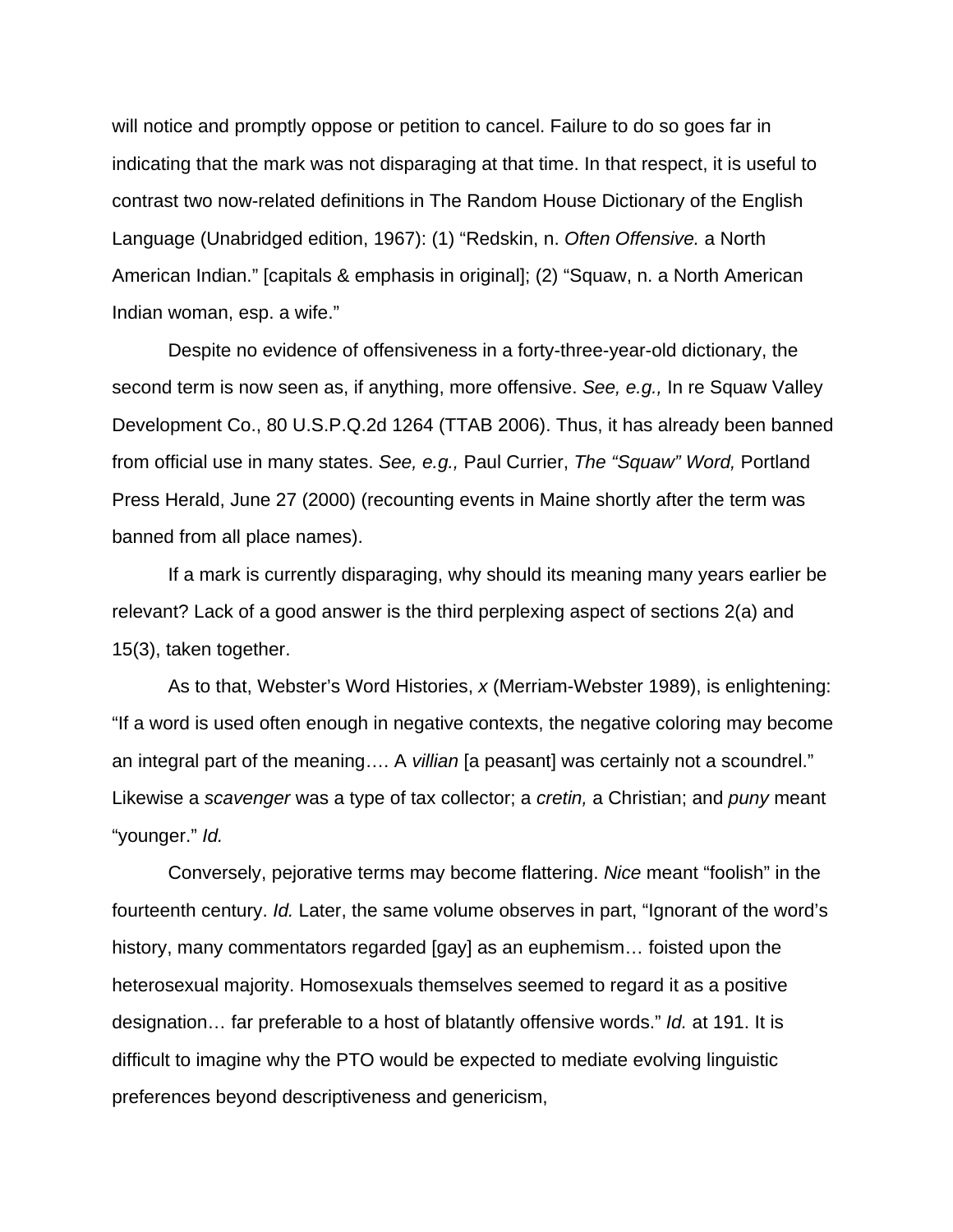will notice and promptly oppose or petition to cancel. Failure to do so goes far in indicating that the mark was not disparaging at that time. In that respect, it is useful to contrast two now-related definitions in The Random House Dictionary of the English Language (Unabridged edition, 1967): (1) "Redskin, n. *Often Offensive.* a North American Indian." [capitals & emphasis in original]; (2) "Squaw, n. a North American Indian woman, esp. a wife."

Despite no evidence of offensiveness in a forty-three-year-old dictionary, the second term is now seen as, if anything, more offensive. *See, e.g.,* In re Squaw Valley Development Co., 80 U.S.P.Q.2d 1264 (TTAB 2006). Thus, it has already been banned from official use in many states. *See, e.g.,* Paul Currier, *The "Squaw" Word,* Portland Press Herald, June 27 (2000) (recounting events in Maine shortly after the term was banned from all place names).

If a mark is currently disparaging, why should its meaning many years earlier be relevant? Lack of a good answer is the third perplexing aspect of sections 2(a) and 15(3), taken together.

As to that, Webster's Word Histories, *x* (Merriam-Webster 1989), is enlightening: "If a word is used often enough in negative contexts, the negative coloring may become an integral part of the meaning…. A *villian* [a peasant] was certainly not a scoundrel." Likewise a *scavenger* was a type of tax collector; a *cretin,* a Christian; and *puny* meant "younger." *Id.*

Conversely, pejorative terms may become flattering. *Nice* meant "foolish" in the fourteenth century. *Id.* Later, the same volume observes in part, "Ignorant of the word's history, many commentators regarded [gay] as an euphemism… foisted upon the heterosexual majority. Homosexuals themselves seemed to regard it as a positive designation… far preferable to a host of blatantly offensive words." *Id.* at 191. It is difficult to imagine why the PTO would be expected to mediate evolving linguistic preferences beyond descriptiveness and genericism,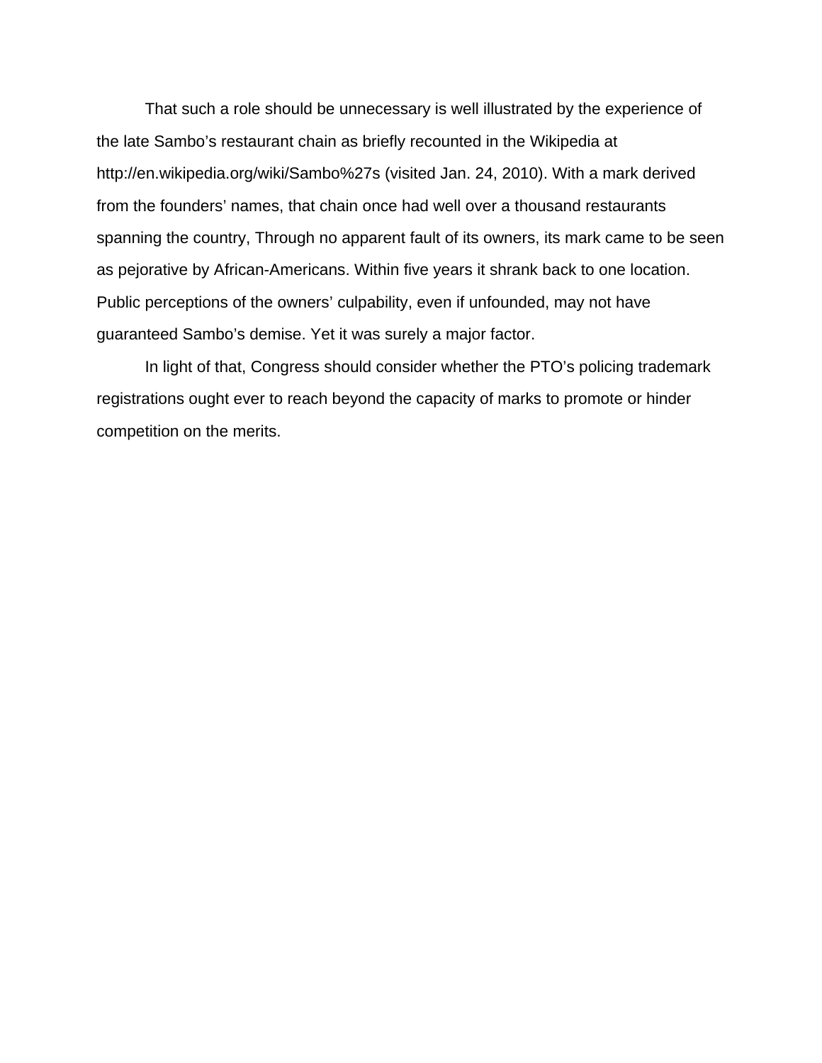That such a role should be unnecessary is well illustrated by the experience of the late Sambo's restaurant chain as briefly recounted in the Wikipedia at http://en.wikipedia.org/wiki/Sambo%27s (visited Jan. 24, 2010). With a mark derived from the founders' names, that chain once had well over a thousand restaurants spanning the country, Through no apparent fault of its owners, its mark came to be seen as pejorative by African-Americans. Within five years it shrank back to one location. Public perceptions of the owners' culpability, even if unfounded, may not have guaranteed Sambo's demise. Yet it was surely a major factor.

In light of that, Congress should consider whether the PTO's policing trademark registrations ought ever to reach beyond the capacity of marks to promote or hinder competition on the merits.